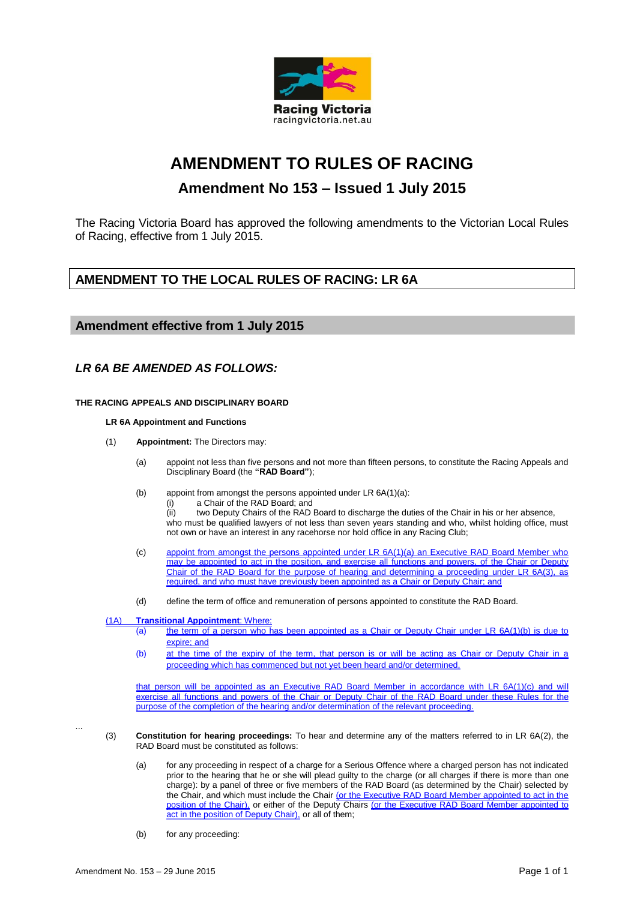Racing Victoria
racingvictoria.net.au

# AMENDMENT TO RULES OF RACING

## Amendment No 153 – Issued 1 July 2015

The Racing Victoria Board has approved the following amendments to the Victorian Local Rules of Racing, effective from 1 July 2015.

## AMENDMENT TO THE LOCAL RULES OF RACING: LR 6A

### Amendment effective from 1 July 2015

### *LR 6A BE AMENDED AS FOLLOWS:*

**THE RACING APPEALS AND DISCIPLINARY BOARD**

**LR 6A Appointment and Functions**

(1) **Appointment:** The Directors may:

(a) appoint not less than five persons and not more than fifteen persons, to constitute the Racing Appeals and Disciplinary Board (the **"RAD Board"**);

(b) appoint from amongst the persons appointed under LR 6A(1)(a):
(i) a Chair of the RAD Board; and
(ii) two Deputy Chairs of the RAD Board to discharge the duties of the Chair in his or her absence,
who must be qualified lawyers of not less than seven years standing and who, whilst holding office, must not own or have an interest in any racehorse nor hold office in any Racing Club;

(c) appoint from amongst the persons appointed under LR 6A(1)(a) an Executive RAD Board Member who may be appointed to act in the position, and exercise all functions and powers, of the Chair or Deputy Chair of the RAD Board for the purpose of hearing and determining a proceeding under LR 6A(3), as required, and who must have previously been appointed as a Chair or Deputy Chair; and

(d) define the term of office and remuneration of persons appointed to constitute the RAD Board.

(1A) **Transitional Appointment**: Where:
(a) the term of a person who has been appointed as a Chair or Deputy Chair under LR 6A(1)(b) is due to expire; and
(b) at the time of the expiry of the term, that person is or will be acting as Chair or Deputy Chair in a proceeding which has commenced but not yet been heard and/or determined,

that person will be appointed as an Executive RAD Board Member in accordance with LR 6A(1)(c) and will exercise all functions and powers of the Chair or Deputy Chair of the RAD Board under these Rules for the purpose of the completion of the hearing and/or determination of the relevant proceeding.

...

(3) **Constitution for hearing proceedings:** To hear and determine any of the matters referred to in LR 6A(2), the RAD Board must be constituted as follows:

(a) for any proceeding in respect of a charge for a Serious Offence where a charged person has not indicated prior to the hearing that he or she will plead guilty to the charge (or all charges if there is more than one charge): by a panel of three or five members of the RAD Board (as determined by the Chair) selected by the Chair, and which must include the Chair (or the Executive RAD Board Member appointed to act in the position of the Chair), or either of the Deputy Chairs (or the Executive RAD Board Member appointed to act in the position of Deputy Chair), or all of them;

(b) for any proceeding: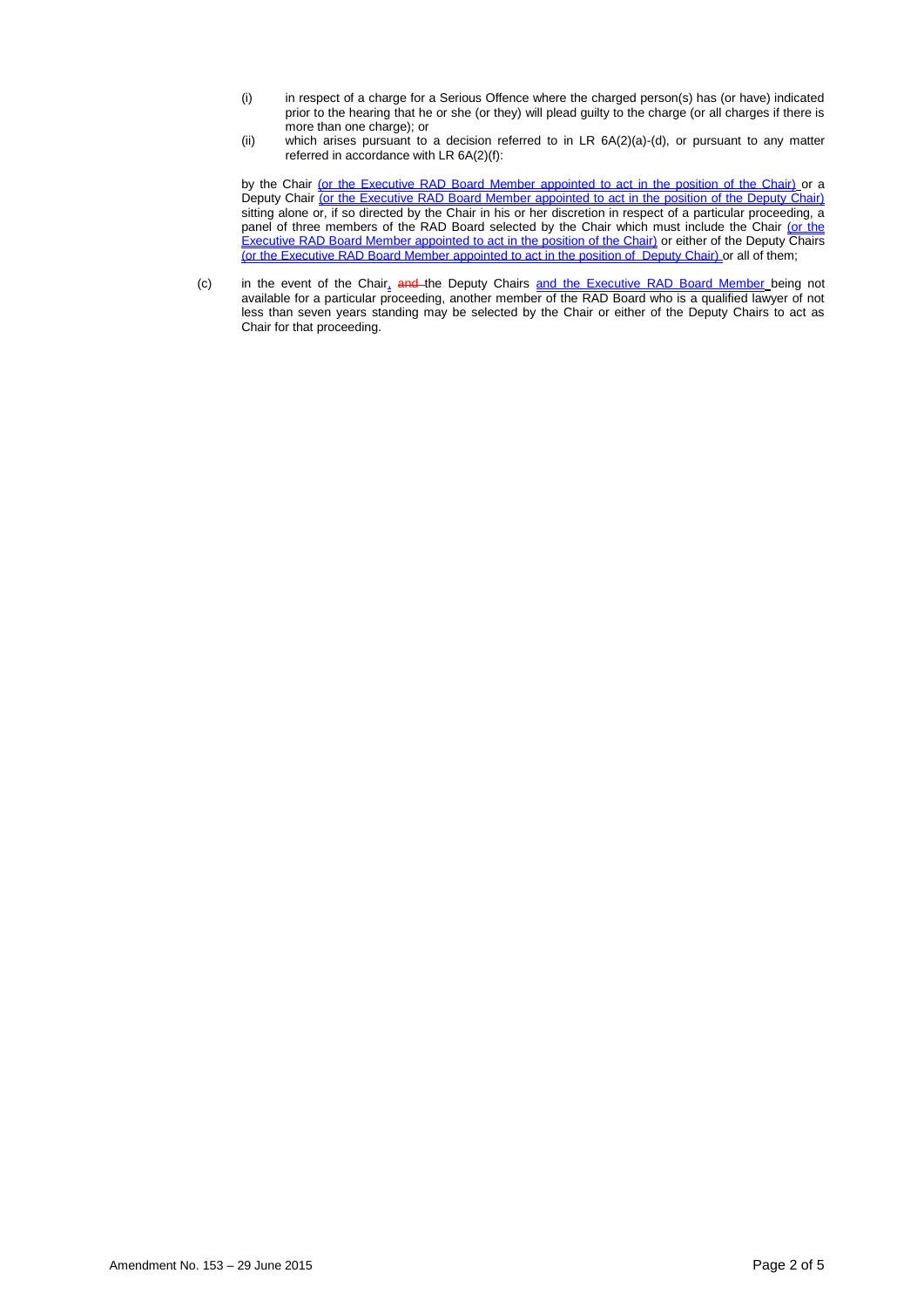(i) in respect of a charge for a Serious Offence where the charged person(s) has (or have) indicated prior to the hearing that he or she (or they) will plead guilty to the charge (or all charges if there is more than one charge); or

(ii) which arises pursuant to a decision referred to in LR 6A(2)(a)-(d), or pursuant to any matter referred in accordance with LR 6A(2)(f):

by the Chair (or the Executive RAD Board Member appointed to act in the position of the Chair) or a Deputy Chair (or the Executive RAD Board Member appointed to act in the position of the Deputy Chair) sitting alone or, if so directed by the Chair in his or her discretion in respect of a particular proceeding, a panel of three members of the RAD Board selected by the Chair which must include the Chair (or the Executive RAD Board Member appointed to act in the position of the Chair) or either of the Deputy Chairs (or the Executive RAD Board Member appointed to act in the position of Deputy Chair) or all of them;

(c) in the event of the Chair, ~~and~~ the Deputy Chairs and the Executive RAD Board Member being not available for a particular proceeding, another member of the RAD Board who is a qualified lawyer of not less than seven years standing may be selected by the Chair or either of the Deputy Chairs to act as Chair for that proceeding.

Amendment No. 153 – 29 June 2015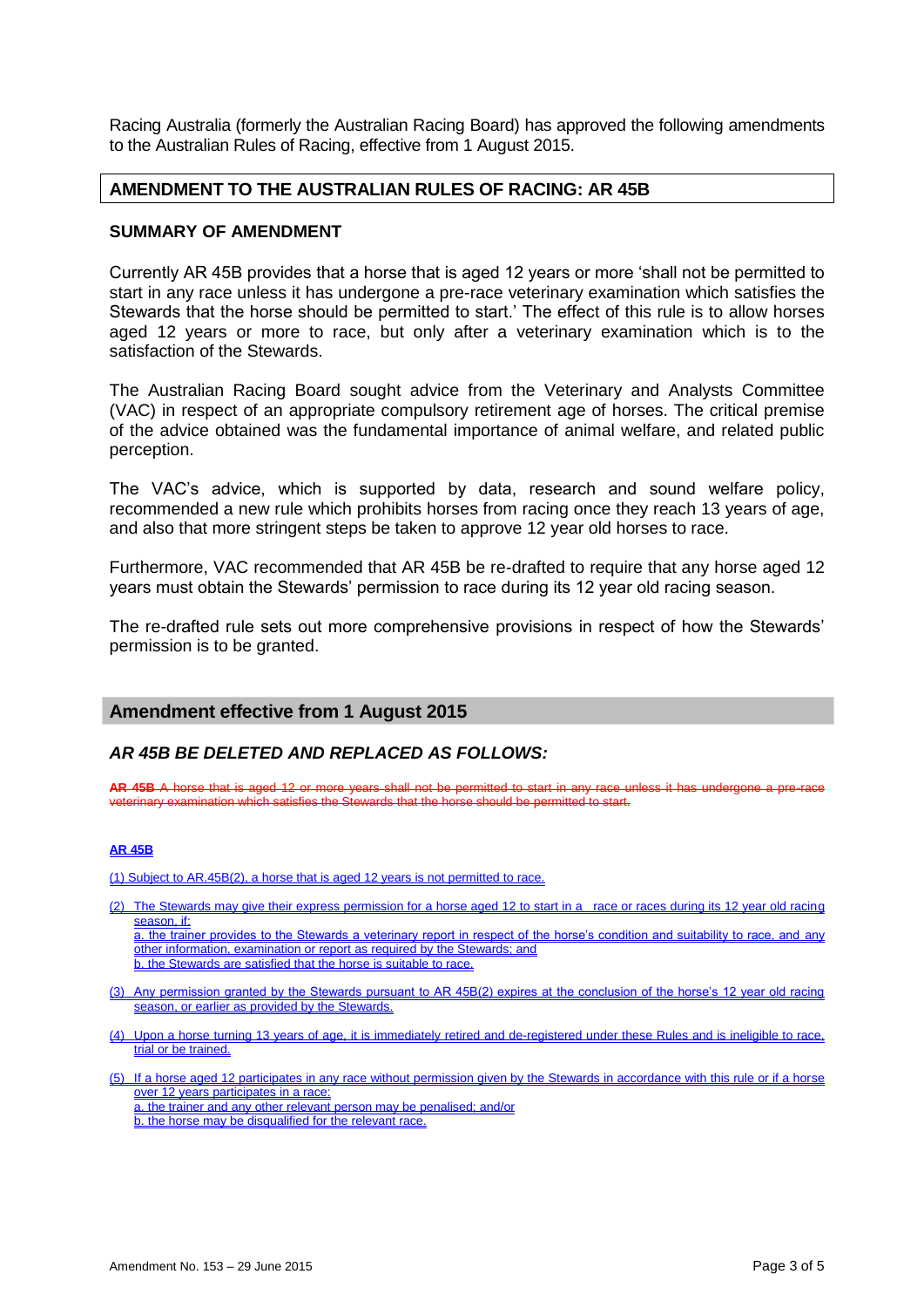Racing Australia (formerly the Australian Racing Board) has approved the following amendments to the Australian Rules of Racing, effective from 1 August 2015.

## AMENDMENT TO THE AUSTRALIAN RULES OF RACING: AR 45B

### SUMMARY OF AMENDMENT

Currently AR 45B provides that a horse that is aged 12 years or more 'shall not be permitted to start in any race unless it has undergone a pre-race veterinary examination which satisfies the Stewards that the horse should be permitted to start.' The effect of this rule is to allow horses aged 12 years or more to race, but only after a veterinary examination which is to the satisfaction of the Stewards.

The Australian Racing Board sought advice from the Veterinary and Analysts Committee (VAC) in respect of an appropriate compulsory retirement age of horses. The critical premise of the advice obtained was the fundamental importance of animal welfare, and related public perception.

The VAC's advice, which is supported by data, research and sound welfare policy, recommended a new rule which prohibits horses from racing once they reach 13 years of age, and also that more stringent steps be taken to approve 12 year old horses to race.

Furthermore, VAC recommended that AR 45B be re-drafted to require that any horse aged 12 years must obtain the Stewards' permission to race during its 12 year old racing season.

The re-drafted rule sets out more comprehensive provisions in respect of how the Stewards' permission is to be granted.

## Amendment effective from 1 August 2015

### *AR 45B BE DELETED AND REPLACED AS FOLLOWS:*

~~**AR 45B** A horse that is aged 12 or more years shall not be permitted to start in any race unless it has undergone a pre-race veterinary examination which satisfies the Stewards that the horse should be permitted to start.~~

**AR 45B**

(1) Subject to AR.45B(2), a horse that is aged 12 years is not permitted to race.

(2) The Stewards may give their express permission for a horse aged 12 to start in a race or races during its 12 year old racing season, if:
   a. the trainer provides to the Stewards a veterinary report in respect of the horse's condition and suitability to race, and any other information, examination or report as required by the Stewards; and
   b. the Stewards are satisfied that the horse is suitable to race.

(3) Any permission granted by the Stewards pursuant to AR 45B(2) expires at the conclusion of the horse's 12 year old racing season, or earlier as provided by the Stewards.

(4) Upon a horse turning 13 years of age, it is immediately retired and de-registered under these Rules and is ineligible to race, trial or be trained.

(5) If a horse aged 12 participates in any race without permission given by the Stewards in accordance with this rule or if a horse over 12 years participates in a race:
   a. the trainer and any other relevant person may be penalised; and/or
   b. the horse may be disqualified for the relevant race.

Amendment No. 153 – 29 June 2015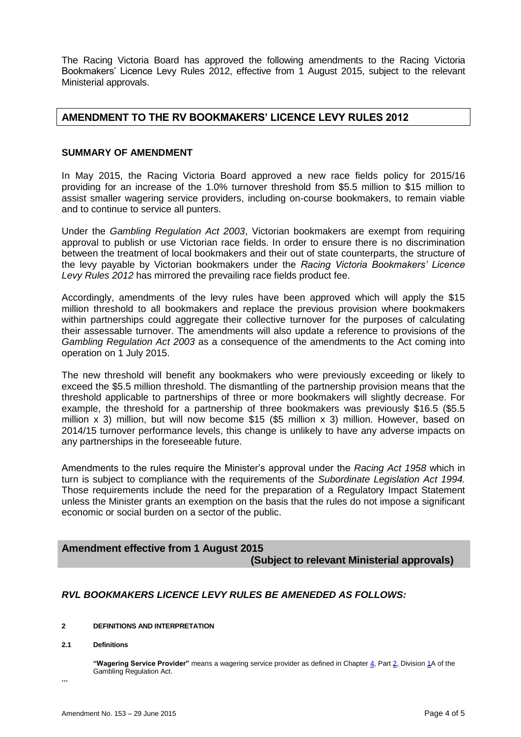The Racing Victoria Board has approved the following amendments to the Racing Victoria Bookmakers' Licence Levy Rules 2012, effective from 1 August 2015, subject to the relevant Ministerial approvals.

## AMENDMENT TO THE RV BOOKMAKERS' LICENCE LEVY RULES 2012

### SUMMARY OF AMENDMENT

In May 2015, the Racing Victoria Board approved a new race fields policy for 2015/16 providing for an increase of the 1.0% turnover threshold from $5.5 million to $15 million to assist smaller wagering service providers, including on-course bookmakers, to remain viable and to continue to service all punters.

Under the *Gambling Regulation Act 2003*, Victorian bookmakers are exempt from requiring approval to publish or use Victorian race fields. In order to ensure there is no discrimination between the treatment of local bookmakers and their out of state counterparts, the structure of the levy payable by Victorian bookmakers under the *Racing Victoria Bookmakers' Licence Levy Rules 2012* has mirrored the prevailing race fields product fee.

Accordingly, amendments of the levy rules have been approved which will apply the $15 million threshold to all bookmakers and replace the previous provision where bookmakers within partnerships could aggregate their collective turnover for the purposes of calculating their assessable turnover. The amendments will also update a reference to provisions of the *Gambling Regulation Act 2003* as a consequence of the amendments to the Act coming into operation on 1 July 2015.

The new threshold will benefit any bookmakers who were previously exceeding or likely to exceed the $5.5 million threshold. The dismantling of the partnership provision means that the threshold applicable to partnerships of three or more bookmakers will slightly decrease. For example, the threshold for a partnership of three bookmakers was previously $16.5 ($5.5 million x 3) million, but will now become $15 ($5 million x 3) million. However, based on 2014/15 turnover performance levels, this change is unlikely to have any adverse impacts on any partnerships in the foreseeable future.

Amendments to the rules require the Minister's approval under the *Racing Act 1958* which in turn is subject to compliance with the requirements of the *Subordinate Legislation Act 1994.* Those requirements include the need for the preparation of a Regulatory Impact Statement unless the Minister grants an exemption on the basis that the rules do not impose a significant economic or social burden on a sector of the public.

### Amendment effective from 1 August 2015 (Subject to relevant Ministerial approvals)

### *RVL BOOKMAKERS LICENCE LEVY RULES BE AMENEDED AS FOLLOWS:*

**2 DEFINITIONS AND INTERPRETATION**

**2.1 Definitions**

**"Wagering Service Provider"** means a wagering service provider as defined in Chapter 4, Part 2, Division 1A of the Gambling Regulation Act.

...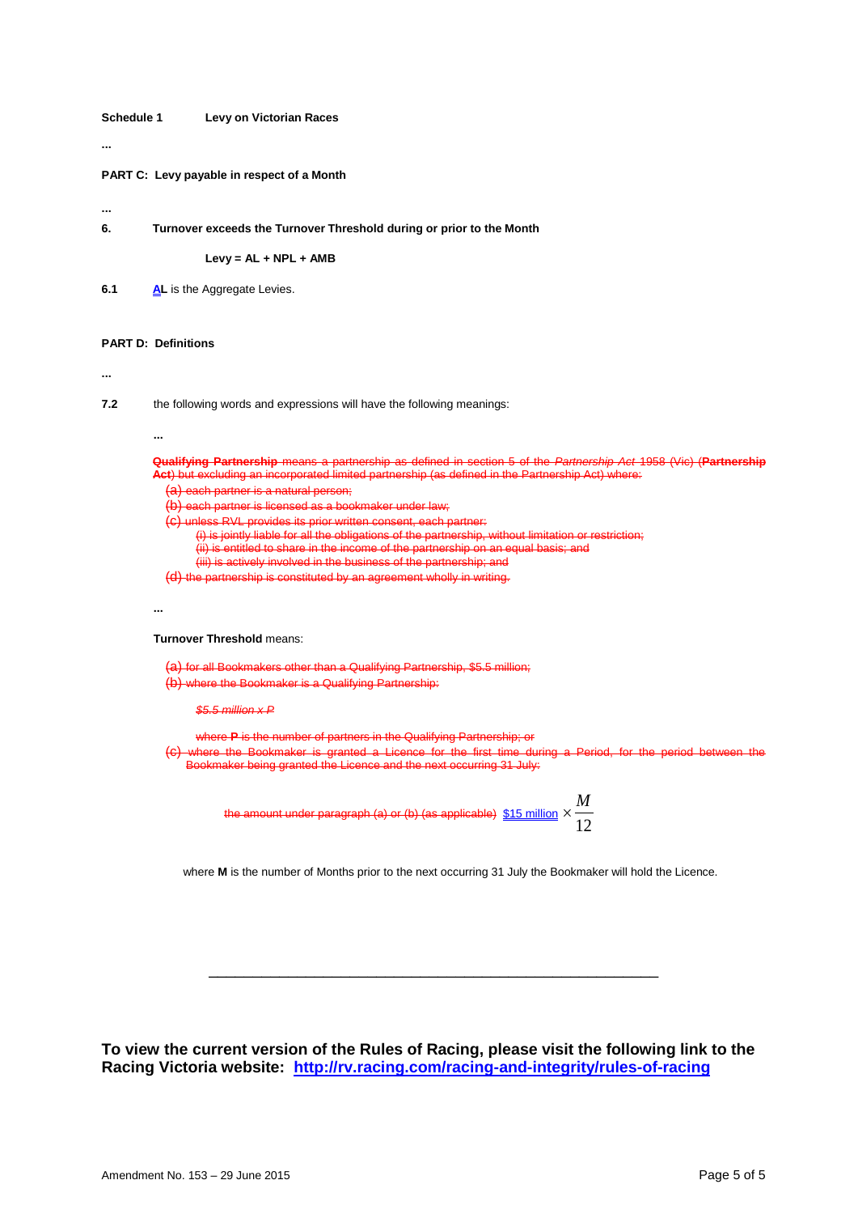**Schedule 1 Levy on Victorian Races**

...

**PART C: Levy payable in respect of a Month**

...

**6. Turnover exceeds the Turnover Threshold during or prior to the Month**

**Levy = AL + NPL + AMB**

**6.1** **AL** is the Aggregate Levies.

**PART D: Definitions**

...

**7.2** the following words and expressions will have the following meanings:

...

~~**Qualifying Partnership** means a partnership as defined in section 5 of the *Partnership Act* 1958 (Vic) (**Partnership Act**) but excluding an incorporated limited partnership (as defined in the Partnership Act) where:~~

~~(a) each partner is a natural person;~~

~~(b) each partner is licensed as a bookmaker under law;~~

~~(c) unless RVL provides its prior written consent, each partner:~~

~~(i) is jointly liable for all the obligations of the partnership, without limitation or restriction;~~

~~(ii) is entitled to share in the income of the partnership on an equal basis; and~~

~~(iii) is actively involved in the business of the partnership; and~~

~~(d) the partnership is constituted by an agreement wholly in writing.~~

...

**Turnover Threshold** means:

~~(a) for all Bookmakers other than a Qualifying Partnership, $5.5 million;~~

~~(b) where the Bookmaker is a Qualifying Partnership:~~

~~*$5.5 million x P*~~

~~where **P** is the number of partners in the Qualifying Partnership; or~~

~~(c) where the Bookmaker is granted a Licence for the first time during a Period, for the period between the Bookmaker being granted the Licence and the next occurring 31 July:~~

~~the amount under paragraph (a) or (b) (as applicable)~~ <u>$15 million</u> $\times \dfrac{M}{12}$

where **M** is the number of Months prior to the next occurring 31 July the Bookmaker will hold the Licence.

---

**To view the current version of the Rules of Racing, please visit the following link to the Racing Victoria website: http://rv.racing.com/racing-and-integrity/rules-of-racing**

Amendment No. 153 – 29 June 2015